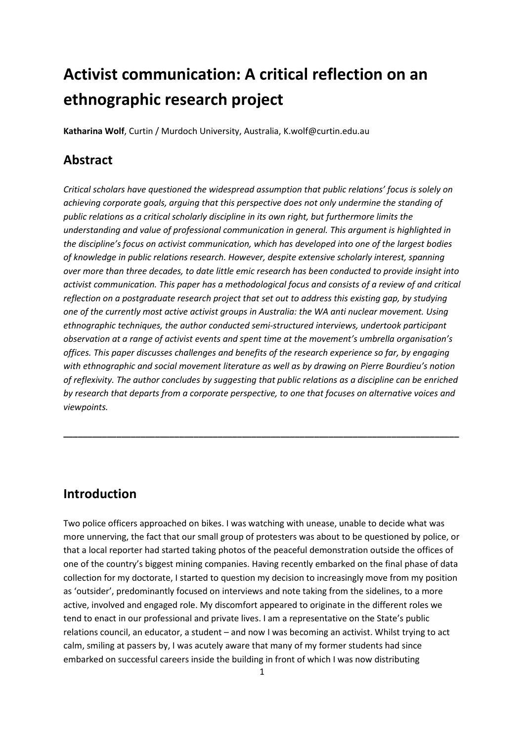# Activist communication: A critical reflection on an ethnographic research project

**Katharina Wolf**, Curtin / Murdoch University, Australia, K.wolf@curtin.edu.au

## Abstract

*Critical scholars have questioned the widespread assumption that public relations' focus is solely on achieving corporate goals, arguing that this perspective does not only undermine the standing of public relations as a critical scholarly discipline in its own right, but furthermore limits the understanding and value of professional communication in general. This argument is highlighted in the discipline's focus on activist communication, which has developed into one of the largest bodies of knowledge in public relations research. However, despite extensive scholarly interest, spanning over more than three decades, to date little emic research has been conducted to provide insight into activist communication. This paper has a methodological focus and consists of a review of and critical reflection on a postgraduate research project that set out to address this existing gap, by studying one of the currently most active activist groups in Australia: the WA anti nuclear movement. Using ethnographic techniques, the author conducted semi-structured interviews, undertook participant observation at a range of activist events and spent time at the movement's umbrella organisation's offices. This paper discusses challenges and benefits of the research experience so far, by engaging with ethnographic and social movement literature as well as by drawing on Pierre Bourdieu's notion of reflexivity. The author concludes by suggesting that public relations as a discipline can be enriched by research that departs from a corporate perspective, to one that focuses on alternative voices and viewpoints.*

---

## Introduction

Two police officers approached on bikes. I was watching with unease, unable to decide what was more unnerving, the fact that our small group of protesters was about to be questioned by police, or that a local reporter had started taking photos of the peaceful demonstration outside the offices of one of the country's biggest mining companies. Having recently embarked on the final phase of data collection for my doctorate, I started to question my decision to increasingly move from my position as 'outsider', predominantly focused on interviews and note taking from the sidelines, to a more active, involved and engaged role. My discomfort appeared to originate in the different roles we tend to enact in our professional and private lives. I am a representative on the State's public relations council, an educator, a student – and now I was becoming an activist. Whilst trying to act calm, smiling at passers by, I was acutely aware that many of my former students had since embarked on successful careers inside the building in front of which I was now distributing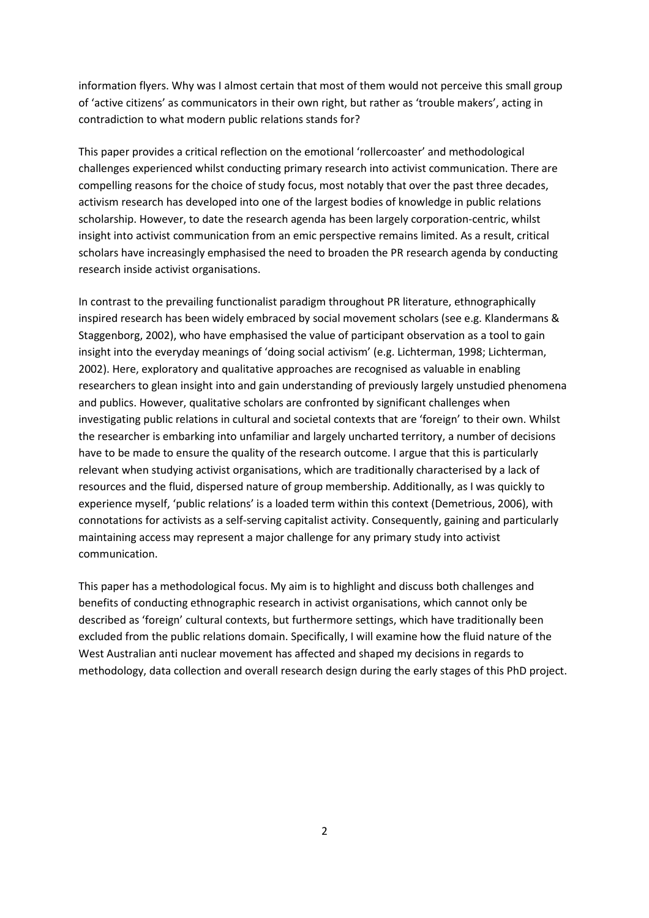information flyers. Why was I almost certain that most of them would not perceive this small group of 'active citizens' as communicators in their own right, but rather as 'trouble makers', acting in contradiction to what modern public relations stands for?

This paper provides a critical reflection on the emotional 'rollercoaster' and methodological challenges experienced whilst conducting primary research into activist communication. There are compelling reasons for the choice of study focus, most notably that over the past three decades, activism research has developed into one of the largest bodies of knowledge in public relations scholarship. However, to date the research agenda has been largely corporation-centric, whilst insight into activist communication from an emic perspective remains limited. As a result, critical scholars have increasingly emphasised the need to broaden the PR research agenda by conducting research inside activist organisations.

In contrast to the prevailing functionalist paradigm throughout PR literature, ethnographically inspired research has been widely embraced by social movement scholars (see e.g. Klandermans & Staggenborg, 2002), who have emphasised the value of participant observation as a tool to gain insight into the everyday meanings of 'doing social activism' (e.g. Lichterman, 1998; Lichterman, 2002). Here, exploratory and qualitative approaches are recognised as valuable in enabling researchers to glean insight into and gain understanding of previously largely unstudied phenomena and publics. However, qualitative scholars are confronted by significant challenges when investigating public relations in cultural and societal contexts that are 'foreign' to their own. Whilst the researcher is embarking into unfamiliar and largely uncharted territory, a number of decisions have to be made to ensure the quality of the research outcome. I argue that this is particularly relevant when studying activist organisations, which are traditionally characterised by a lack of resources and the fluid, dispersed nature of group membership. Additionally, as I was quickly to experience myself, 'public relations' is a loaded term within this context (Demetrious, 2006), with connotations for activists as a self-serving capitalist activity. Consequently, gaining and particularly maintaining access may represent a major challenge for any primary study into activist communication.

This paper has a methodological focus. My aim is to highlight and discuss both challenges and benefits of conducting ethnographic research in activist organisations, which cannot only be described as 'foreign' cultural contexts, but furthermore settings, which have traditionally been excluded from the public relations domain. Specifically, I will examine how the fluid nature of the West Australian anti nuclear movement has affected and shaped my decisions in regards to methodology, data collection and overall research design during the early stages of this PhD project.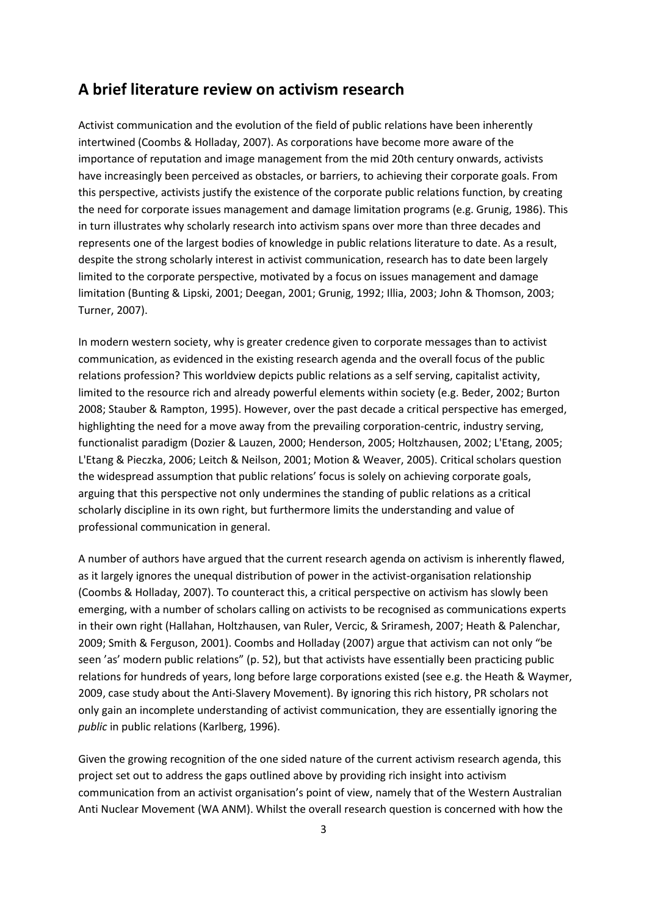## A brief literature review on activism research

Activist communication and the evolution of the field of public relations have been inherently intertwined (Coombs & Holladay, 2007). As corporations have become more aware of the importance of reputation and image management from the mid 20th century onwards, activists have increasingly been perceived as obstacles, or barriers, to achieving their corporate goals. From this perspective, activists justify the existence of the corporate public relations function, by creating the need for corporate issues management and damage limitation programs (e.g. Grunig, 1986). This in turn illustrates why scholarly research into activism spans over more than three decades and represents one of the largest bodies of knowledge in public relations literature to date. As a result, despite the strong scholarly interest in activist communication, research has to date been largely limited to the corporate perspective, motivated by a focus on issues management and damage limitation (Bunting & Lipski, 2001; Deegan, 2001; Grunig, 1992; Illia, 2003; John & Thomson, 2003; Turner, 2007).

In modern western society, why is greater credence given to corporate messages than to activist communication, as evidenced in the existing research agenda and the overall focus of the public relations profession? This worldview depicts public relations as a self serving, capitalist activity, limited to the resource rich and already powerful elements within society (e.g. Beder, 2002; Burton 2008; Stauber & Rampton, 1995). However, over the past decade a critical perspective has emerged, highlighting the need for a move away from the prevailing corporation-centric, industry serving, functionalist paradigm (Dozier & Lauzen, 2000; Henderson, 2005; Holtzhausen, 2002; L'Etang, 2005; L'Etang & Pieczka, 2006; Leitch & Neilson, 2001; Motion & Weaver, 2005). Critical scholars question the widespread assumption that public relations' focus is solely on achieving corporate goals, arguing that this perspective not only undermines the standing of public relations as a critical scholarly discipline in its own right, but furthermore limits the understanding and value of professional communication in general.

A number of authors have argued that the current research agenda on activism is inherently flawed, as it largely ignores the unequal distribution of power in the activist-organisation relationship (Coombs & Holladay, 2007). To counteract this, a critical perspective on activism has slowly been emerging, with a number of scholars calling on activists to be recognised as communications experts in their own right (Hallahan, Holtzhausen, van Ruler, Vercic, & Sriramesh, 2007; Heath & Palenchar, 2009; Smith & Ferguson, 2001). Coombs and Holladay (2007) argue that activism can not only "be seen 'as' modern public relations" (p. 52), but that activists have essentially been practicing public relations for hundreds of years, long before large corporations existed (see e.g. the Heath & Waymer, 2009, case study about the Anti-Slavery Movement). By ignoring this rich history, PR scholars not only gain an incomplete understanding of activist communication, they are essentially ignoring the *public* in public relations (Karlberg, 1996).

Given the growing recognition of the one sided nature of the current activism research agenda, this project set out to address the gaps outlined above by providing rich insight into activism communication from an activist organisation's point of view, namely that of the Western Australian Anti Nuclear Movement (WA ANM). Whilst the overall research question is concerned with how the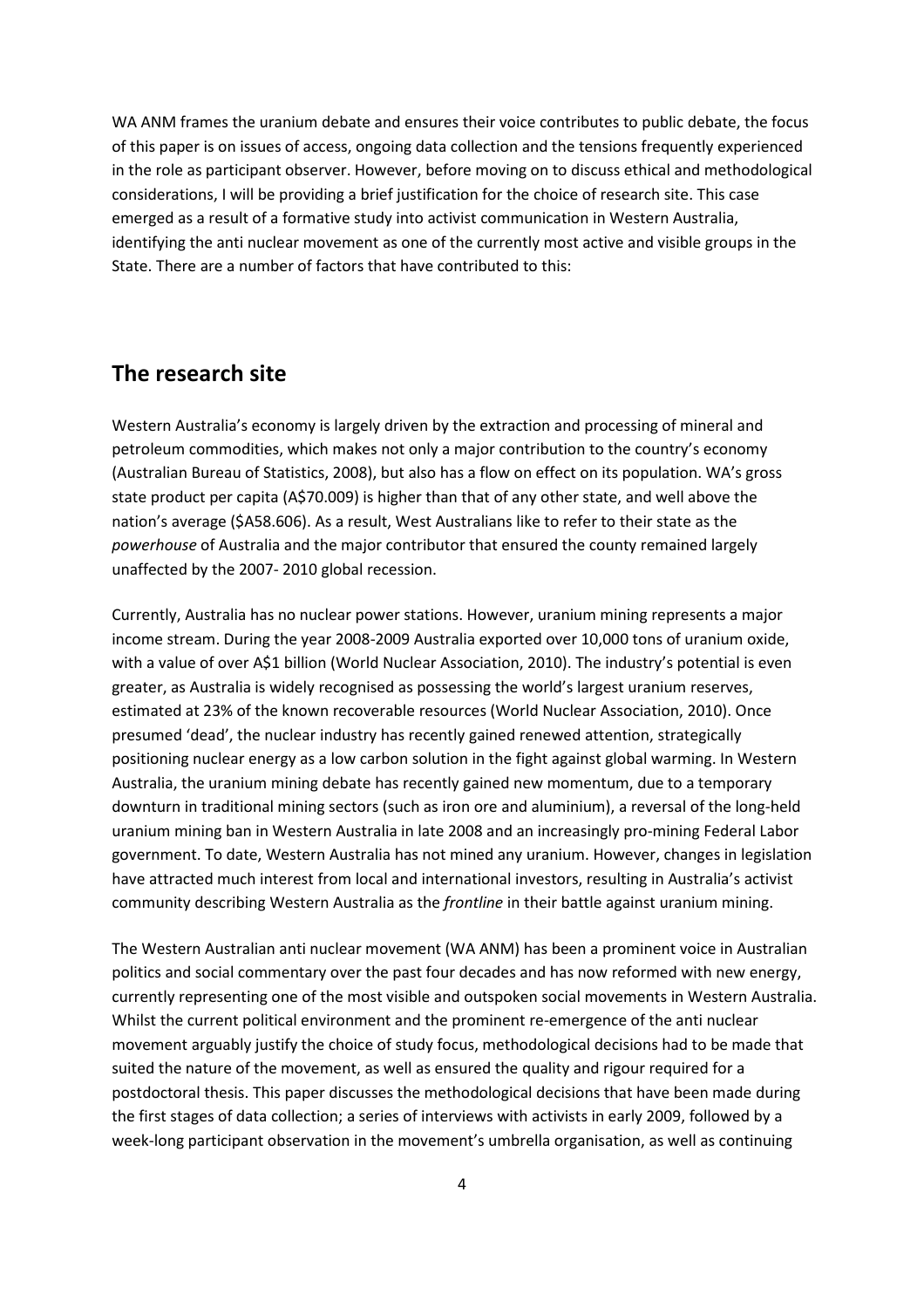WA ANM frames the uranium debate and ensures their voice contributes to public debate, the focus of this paper is on issues of access, ongoing data collection and the tensions frequently experienced in the role as participant observer. However, before moving on to discuss ethical and methodological considerations, I will be providing a brief justification for the choice of research site. This case emerged as a result of a formative study into activist communication in Western Australia, identifying the anti nuclear movement as one of the currently most active and visible groups in the State. There are a number of factors that have contributed to this:

## The research site

Western Australia's economy is largely driven by the extraction and processing of mineral and petroleum commodities, which makes not only a major contribution to the country's economy (Australian Bureau of Statistics, 2008), but also has a flow on effect on its population. WA's gross state product per capita (A$70.009) is higher than that of any other state, and well above the nation's average ($A58.606). As a result, West Australians like to refer to their state as the *powerhouse* of Australia and the major contributor that ensured the county remained largely unaffected by the 2007- 2010 global recession.

Currently, Australia has no nuclear power stations. However, uranium mining represents a major income stream. During the year 2008-2009 Australia exported over 10,000 tons of uranium oxide, with a value of over A$1 billion (World Nuclear Association, 2010). The industry's potential is even greater, as Australia is widely recognised as possessing the world's largest uranium reserves, estimated at 23% of the known recoverable resources (World Nuclear Association, 2010). Once presumed 'dead', the nuclear industry has recently gained renewed attention, strategically positioning nuclear energy as a low carbon solution in the fight against global warming. In Western Australia, the uranium mining debate has recently gained new momentum, due to a temporary downturn in traditional mining sectors (such as iron ore and aluminium), a reversal of the long-held uranium mining ban in Western Australia in late 2008 and an increasingly pro-mining Federal Labor government. To date, Western Australia has not mined any uranium. However, changes in legislation have attracted much interest from local and international investors, resulting in Australia's activist community describing Western Australia as the *frontline* in their battle against uranium mining.

The Western Australian anti nuclear movement (WA ANM) has been a prominent voice in Australian politics and social commentary over the past four decades and has now reformed with new energy, currently representing one of the most visible and outspoken social movements in Western Australia. Whilst the current political environment and the prominent re-emergence of the anti nuclear movement arguably justify the choice of study focus, methodological decisions had to be made that suited the nature of the movement, as well as ensured the quality and rigour required for a postdoctoral thesis. This paper discusses the methodological decisions that have been made during the first stages of data collection; a series of interviews with activists in early 2009, followed by a week-long participant observation in the movement's umbrella organisation, as well as continuing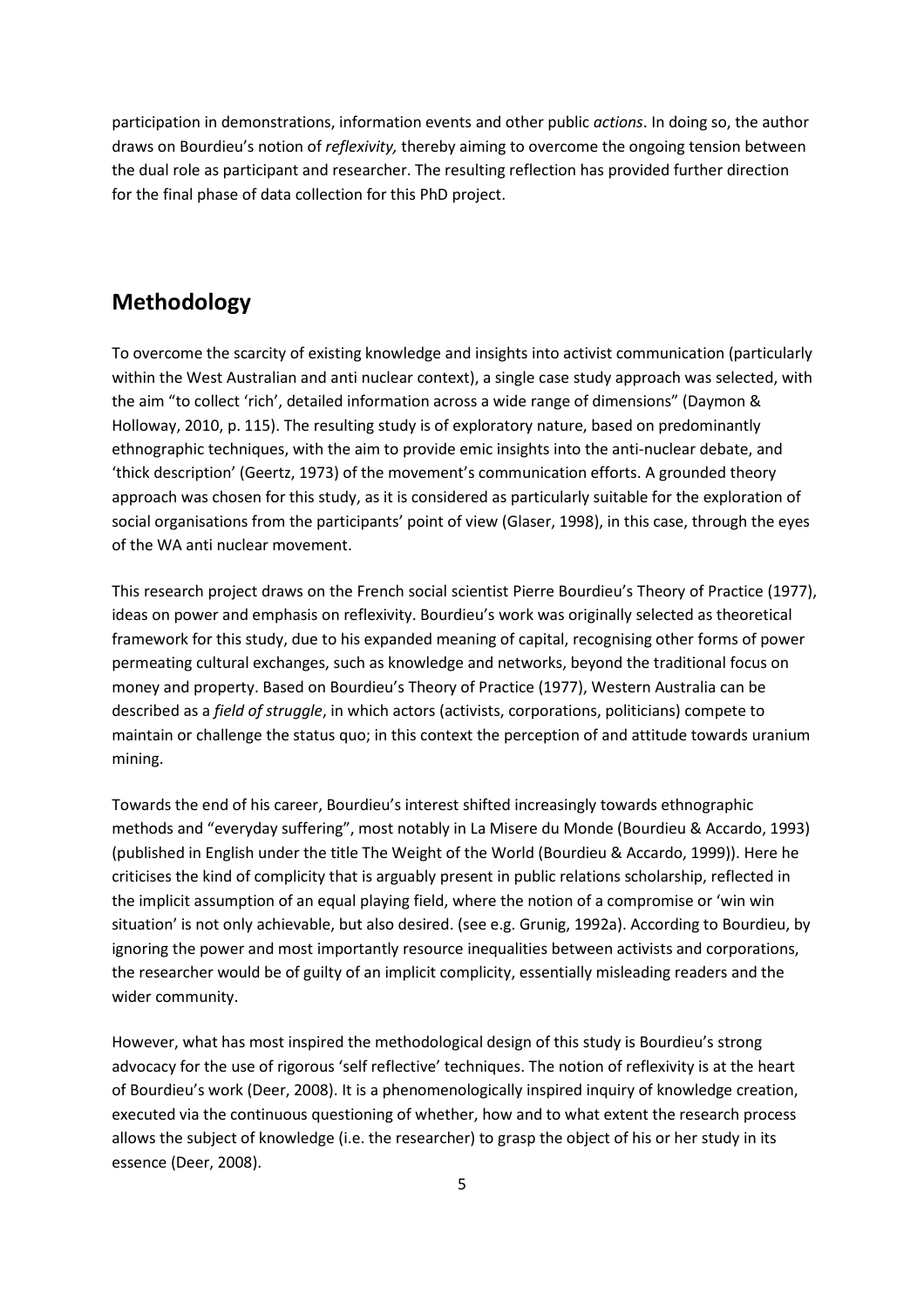participation in demonstrations, information events and other public *actions*. In doing so, the author draws on Bourdieu's notion of *reflexivity,* thereby aiming to overcome the ongoing tension between the dual role as participant and researcher. The resulting reflection has provided further direction for the final phase of data collection for this PhD project.

## Methodology

To overcome the scarcity of existing knowledge and insights into activist communication (particularly within the West Australian and anti nuclear context), a single case study approach was selected, with the aim "to collect 'rich', detailed information across a wide range of dimensions" (Daymon & Holloway, 2010, p. 115). The resulting study is of exploratory nature, based on predominantly ethnographic techniques, with the aim to provide emic insights into the anti-nuclear debate, and 'thick description' (Geertz, 1973) of the movement's communication efforts. A grounded theory approach was chosen for this study, as it is considered as particularly suitable for the exploration of social organisations from the participants' point of view (Glaser, 1998), in this case, through the eyes of the WA anti nuclear movement.

This research project draws on the French social scientist Pierre Bourdieu's Theory of Practice (1977), ideas on power and emphasis on reflexivity. Bourdieu's work was originally selected as theoretical framework for this study, due to his expanded meaning of capital, recognising other forms of power permeating cultural exchanges, such as knowledge and networks, beyond the traditional focus on money and property. Based on Bourdieu's Theory of Practice (1977), Western Australia can be described as a *field of struggle*, in which actors (activists, corporations, politicians) compete to maintain or challenge the status quo; in this context the perception of and attitude towards uranium mining.

Towards the end of his career, Bourdieu's interest shifted increasingly towards ethnographic methods and "everyday suffering", most notably in La Misere du Monde (Bourdieu & Accardo, 1993) (published in English under the title The Weight of the World (Bourdieu & Accardo, 1999)). Here he criticises the kind of complicity that is arguably present in public relations scholarship, reflected in the implicit assumption of an equal playing field, where the notion of a compromise or 'win win situation' is not only achievable, but also desired. (see e.g. Grunig, 1992a). According to Bourdieu, by ignoring the power and most importantly resource inequalities between activists and corporations, the researcher would be of guilty of an implicit complicity, essentially misleading readers and the wider community.

However, what has most inspired the methodological design of this study is Bourdieu's strong advocacy for the use of rigorous 'self reflective' techniques. The notion of reflexivity is at the heart of Bourdieu's work (Deer, 2008). It is a phenomenologically inspired inquiry of knowledge creation, executed via the continuous questioning of whether, how and to what extent the research process allows the subject of knowledge (i.e. the researcher) to grasp the object of his or her study in its essence (Deer, 2008).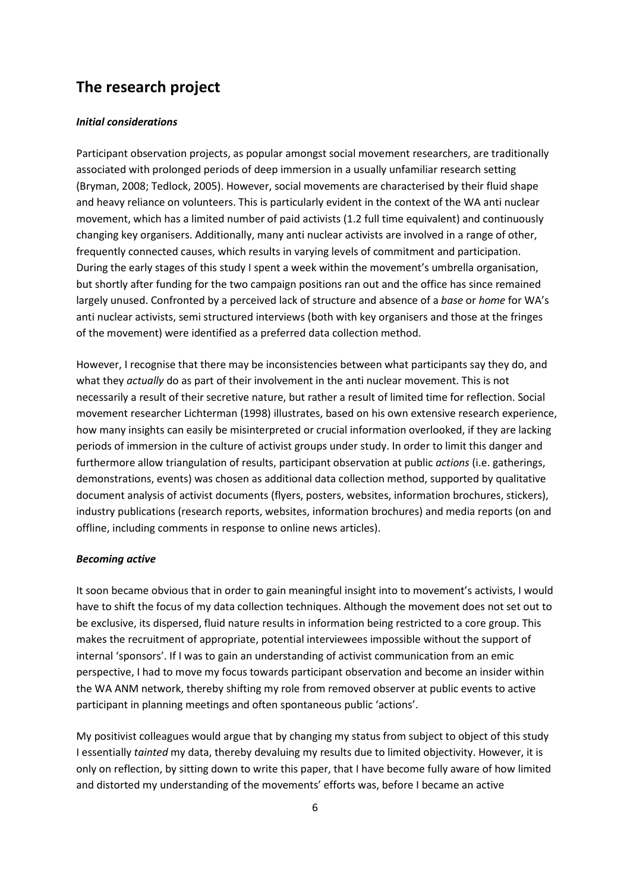## The research project

### *Initial considerations*

Participant observation projects, as popular amongst social movement researchers, are traditionally associated with prolonged periods of deep immersion in a usually unfamiliar research setting (Bryman, 2008; Tedlock, 2005). However, social movements are characterised by their fluid shape and heavy reliance on volunteers. This is particularly evident in the context of the WA anti nuclear movement, which has a limited number of paid activists (1.2 full time equivalent) and continuously changing key organisers. Additionally, many anti nuclear activists are involved in a range of other, frequently connected causes, which results in varying levels of commitment and participation. During the early stages of this study I spent a week within the movement's umbrella organisation, but shortly after funding for the two campaign positions ran out and the office has since remained largely unused. Confronted by a perceived lack of structure and absence of a *base* or *home* for WA's anti nuclear activists, semi structured interviews (both with key organisers and those at the fringes of the movement) were identified as a preferred data collection method.

However, I recognise that there may be inconsistencies between what participants say they do, and what they *actually* do as part of their involvement in the anti nuclear movement. This is not necessarily a result of their secretive nature, but rather a result of limited time for reflection. Social movement researcher Lichterman (1998) illustrates, based on his own extensive research experience, how many insights can easily be misinterpreted or crucial information overlooked, if they are lacking periods of immersion in the culture of activist groups under study. In order to limit this danger and furthermore allow triangulation of results, participant observation at public *actions* (i.e. gatherings, demonstrations, events) was chosen as additional data collection method, supported by qualitative document analysis of activist documents (flyers, posters, websites, information brochures, stickers), industry publications (research reports, websites, information brochures) and media reports (on and offline, including comments in response to online news articles).

### *Becoming active*

It soon became obvious that in order to gain meaningful insight into to movement's activists, I would have to shift the focus of my data collection techniques. Although the movement does not set out to be exclusive, its dispersed, fluid nature results in information being restricted to a core group. This makes the recruitment of appropriate, potential interviewees impossible without the support of internal 'sponsors'. If I was to gain an understanding of activist communication from an emic perspective, I had to move my focus towards participant observation and become an insider within the WA ANM network, thereby shifting my role from removed observer at public events to active participant in planning meetings and often spontaneous public 'actions'.

My positivist colleagues would argue that by changing my status from subject to object of this study I essentially *tainted* my data, thereby devaluing my results due to limited objectivity. However, it is only on reflection, by sitting down to write this paper, that I have become fully aware of how limited and distorted my understanding of the movements' efforts was, before I became an active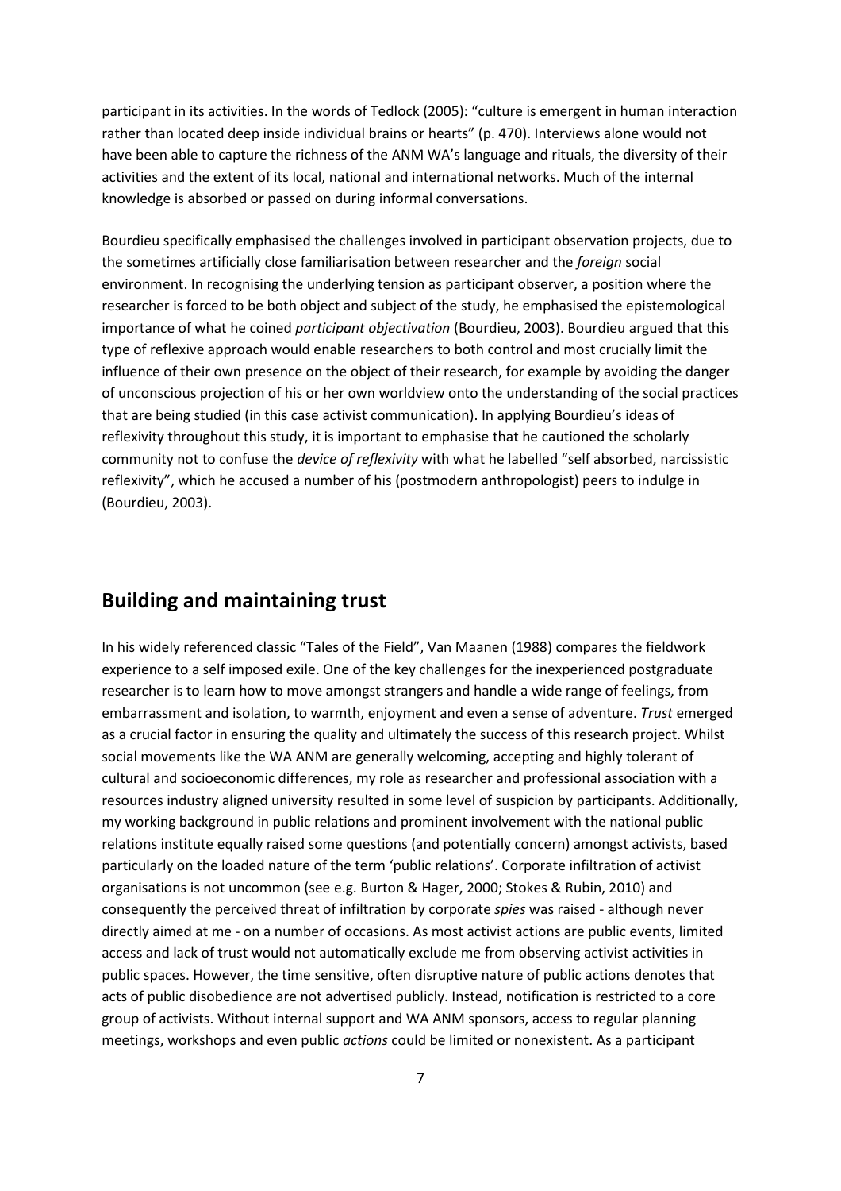participant in its activities. In the words of Tedlock (2005): "culture is emergent in human interaction rather than located deep inside individual brains or hearts" (p. 470). Interviews alone would not have been able to capture the richness of the ANM WA's language and rituals, the diversity of their activities and the extent of its local, national and international networks. Much of the internal knowledge is absorbed or passed on during informal conversations.

Bourdieu specifically emphasised the challenges involved in participant observation projects, due to the sometimes artificially close familiarisation between researcher and the *foreign* social environment. In recognising the underlying tension as participant observer, a position where the researcher is forced to be both object and subject of the study, he emphasised the epistemological importance of what he coined *participant objectivation* (Bourdieu, 2003). Bourdieu argued that this type of reflexive approach would enable researchers to both control and most crucially limit the influence of their own presence on the object of their research, for example by avoiding the danger of unconscious projection of his or her own worldview onto the understanding of the social practices that are being studied (in this case activist communication). In applying Bourdieu's ideas of reflexivity throughout this study, it is important to emphasise that he cautioned the scholarly community not to confuse the *device of reflexivity* with what he labelled "self absorbed, narcissistic reflexivity", which he accused a number of his (postmodern anthropologist) peers to indulge in (Bourdieu, 2003).

## Building and maintaining trust

In his widely referenced classic "Tales of the Field", Van Maanen (1988) compares the fieldwork experience to a self imposed exile. One of the key challenges for the inexperienced postgraduate researcher is to learn how to move amongst strangers and handle a wide range of feelings, from embarrassment and isolation, to warmth, enjoyment and even a sense of adventure. *Trust* emerged as a crucial factor in ensuring the quality and ultimately the success of this research project. Whilst social movements like the WA ANM are generally welcoming, accepting and highly tolerant of cultural and socioeconomic differences, my role as researcher and professional association with a resources industry aligned university resulted in some level of suspicion by participants. Additionally, my working background in public relations and prominent involvement with the national public relations institute equally raised some questions (and potentially concern) amongst activists, based particularly on the loaded nature of the term 'public relations'. Corporate infiltration of activist organisations is not uncommon (see e.g. Burton & Hager, 2000; Stokes & Rubin, 2010) and consequently the perceived threat of infiltration by corporate *spies* was raised - although never directly aimed at me - on a number of occasions. As most activist actions are public events, limited access and lack of trust would not automatically exclude me from observing activist activities in public spaces. However, the time sensitive, often disruptive nature of public actions denotes that acts of public disobedience are not advertised publicly. Instead, notification is restricted to a core group of activists. Without internal support and WA ANM sponsors, access to regular planning meetings, workshops and even public *actions* could be limited or nonexistent. As a participant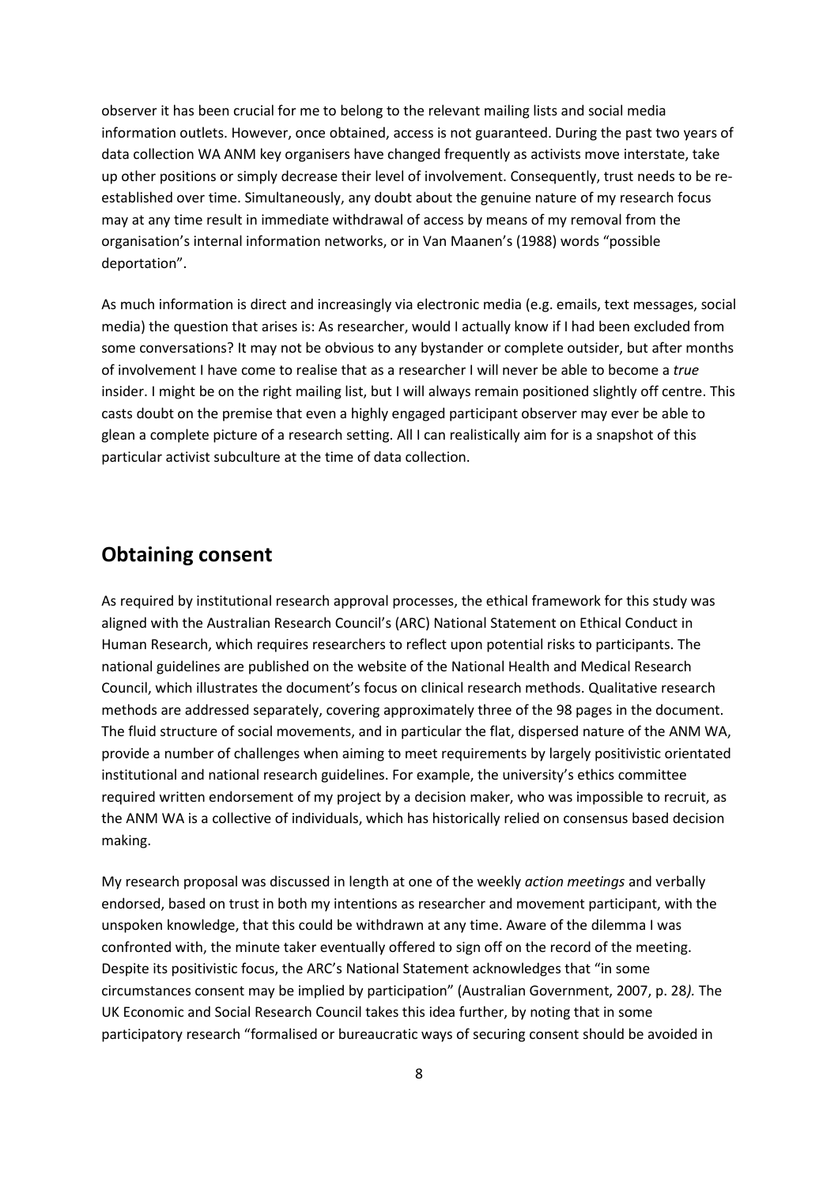observer it has been crucial for me to belong to the relevant mailing lists and social media information outlets. However, once obtained, access is not guaranteed. During the past two years of data collection WA ANM key organisers have changed frequently as activists move interstate, take up other positions or simply decrease their level of involvement. Consequently, trust needs to be re-established over time. Simultaneously, any doubt about the genuine nature of my research focus may at any time result in immediate withdrawal of access by means of my removal from the organisation's internal information networks, or in Van Maanen's (1988) words "possible deportation".

As much information is direct and increasingly via electronic media (e.g. emails, text messages, social media) the question that arises is: As researcher, would I actually know if I had been excluded from some conversations? It may not be obvious to any bystander or complete outsider, but after months of involvement I have come to realise that as a researcher I will never be able to become a *true* insider. I might be on the right mailing list, but I will always remain positioned slightly off centre. This casts doubt on the premise that even a highly engaged participant observer may ever be able to glean a complete picture of a research setting. All I can realistically aim for is a snapshot of this particular activist subculture at the time of data collection.

## Obtaining consent

As required by institutional research approval processes, the ethical framework for this study was aligned with the Australian Research Council's (ARC) National Statement on Ethical Conduct in Human Research, which requires researchers to reflect upon potential risks to participants. The national guidelines are published on the website of the National Health and Medical Research Council, which illustrates the document's focus on clinical research methods. Qualitative research methods are addressed separately, covering approximately three of the 98 pages in the document. The fluid structure of social movements, and in particular the flat, dispersed nature of the ANM WA, provide a number of challenges when aiming to meet requirements by largely positivistic orientated institutional and national research guidelines. For example, the university's ethics committee required written endorsement of my project by a decision maker, who was impossible to recruit, as the ANM WA is a collective of individuals, which has historically relied on consensus based decision making.

My research proposal was discussed in length at one of the weekly *action meetings* and verbally endorsed, based on trust in both my intentions as researcher and movement participant, with the unspoken knowledge, that this could be withdrawn at any time. Aware of the dilemma I was confronted with, the minute taker eventually offered to sign off on the record of the meeting. Despite its positivistic focus, the ARC's National Statement acknowledges that "in some circumstances consent may be implied by participation" (Australian Government, 2007, p. 28*).* The UK Economic and Social Research Council takes this idea further, by noting that in some participatory research "formalised or bureaucratic ways of securing consent should be avoided in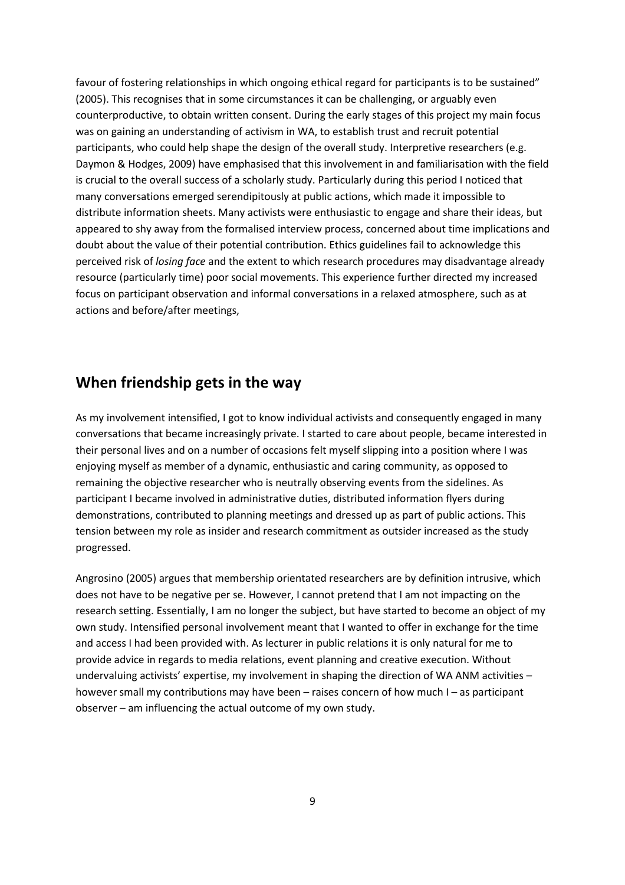favour of fostering relationships in which ongoing ethical regard for participants is to be sustained" (2005). This recognises that in some circumstances it can be challenging, or arguably even counterproductive, to obtain written consent. During the early stages of this project my main focus was on gaining an understanding of activism in WA, to establish trust and recruit potential participants, who could help shape the design of the overall study. Interpretive researchers (e.g. Daymon & Hodges, 2009) have emphasised that this involvement in and familiarisation with the field is crucial to the overall success of a scholarly study. Particularly during this period I noticed that many conversations emerged serendipitously at public actions, which made it impossible to distribute information sheets. Many activists were enthusiastic to engage and share their ideas, but appeared to shy away from the formalised interview process, concerned about time implications and doubt about the value of their potential contribution. Ethics guidelines fail to acknowledge this perceived risk of *losing face* and the extent to which research procedures may disadvantage already resource (particularly time) poor social movements. This experience further directed my increased focus on participant observation and informal conversations in a relaxed atmosphere, such as at actions and before/after meetings,

## When friendship gets in the way

As my involvement intensified, I got to know individual activists and consequently engaged in many conversations that became increasingly private. I started to care about people, became interested in their personal lives and on a number of occasions felt myself slipping into a position where I was enjoying myself as member of a dynamic, enthusiastic and caring community, as opposed to remaining the objective researcher who is neutrally observing events from the sidelines. As participant I became involved in administrative duties, distributed information flyers during demonstrations, contributed to planning meetings and dressed up as part of public actions. This tension between my role as insider and research commitment as outsider increased as the study progressed.

Angrosino (2005) argues that membership orientated researchers are by definition intrusive, which does not have to be negative per se. However, I cannot pretend that I am not impacting on the research setting. Essentially, I am no longer the subject, but have started to become an object of my own study. Intensified personal involvement meant that I wanted to offer in exchange for the time and access I had been provided with. As lecturer in public relations it is only natural for me to provide advice in regards to media relations, event planning and creative execution. Without undervaluing activists' expertise, my involvement in shaping the direction of WA ANM activities – however small my contributions may have been – raises concern of how much I – as participant observer – am influencing the actual outcome of my own study.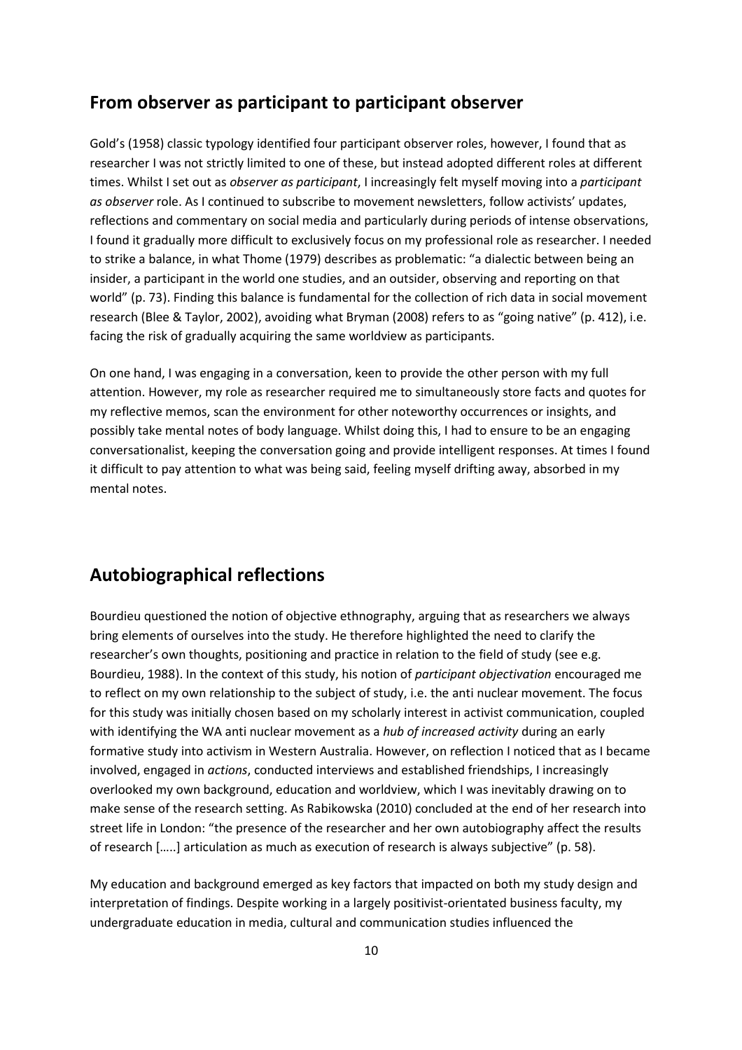## From observer as participant to participant observer

Gold's (1958) classic typology identified four participant observer roles, however, I found that as researcher I was not strictly limited to one of these, but instead adopted different roles at different times. Whilst I set out as *observer as participant*, I increasingly felt myself moving into a *participant as observer* role. As I continued to subscribe to movement newsletters, follow activists' updates, reflections and commentary on social media and particularly during periods of intense observations, I found it gradually more difficult to exclusively focus on my professional role as researcher. I needed to strike a balance, in what Thome (1979) describes as problematic: "a dialectic between being an insider, a participant in the world one studies, and an outsider, observing and reporting on that world" (p. 73). Finding this balance is fundamental for the collection of rich data in social movement research (Blee & Taylor, 2002), avoiding what Bryman (2008) refers to as "going native" (p. 412), i.e. facing the risk of gradually acquiring the same worldview as participants.

On one hand, I was engaging in a conversation, keen to provide the other person with my full attention. However, my role as researcher required me to simultaneously store facts and quotes for my reflective memos, scan the environment for other noteworthy occurrences or insights, and possibly take mental notes of body language. Whilst doing this, I had to ensure to be an engaging conversationalist, keeping the conversation going and provide intelligent responses. At times I found it difficult to pay attention to what was being said, feeling myself drifting away, absorbed in my mental notes.

## Autobiographical reflections

Bourdieu questioned the notion of objective ethnography, arguing that as researchers we always bring elements of ourselves into the study. He therefore highlighted the need to clarify the researcher's own thoughts, positioning and practice in relation to the field of study (see e.g. Bourdieu, 1988). In the context of this study, his notion of *participant objectivation* encouraged me to reflect on my own relationship to the subject of study, i.e. the anti nuclear movement. The focus for this study was initially chosen based on my scholarly interest in activist communication, coupled with identifying the WA anti nuclear movement as a *hub of increased activity* during an early formative study into activism in Western Australia. However, on reflection I noticed that as I became involved, engaged in *actions*, conducted interviews and established friendships, I increasingly overlooked my own background, education and worldview, which I was inevitably drawing on to make sense of the research setting. As Rabikowska (2010) concluded at the end of her research into street life in London: "the presence of the researcher and her own autobiography affect the results of research [.....] articulation as much as execution of research is always subjective" (p. 58).

My education and background emerged as key factors that impacted on both my study design and interpretation of findings. Despite working in a largely positivist-orientated business faculty, my undergraduate education in media, cultural and communication studies influenced the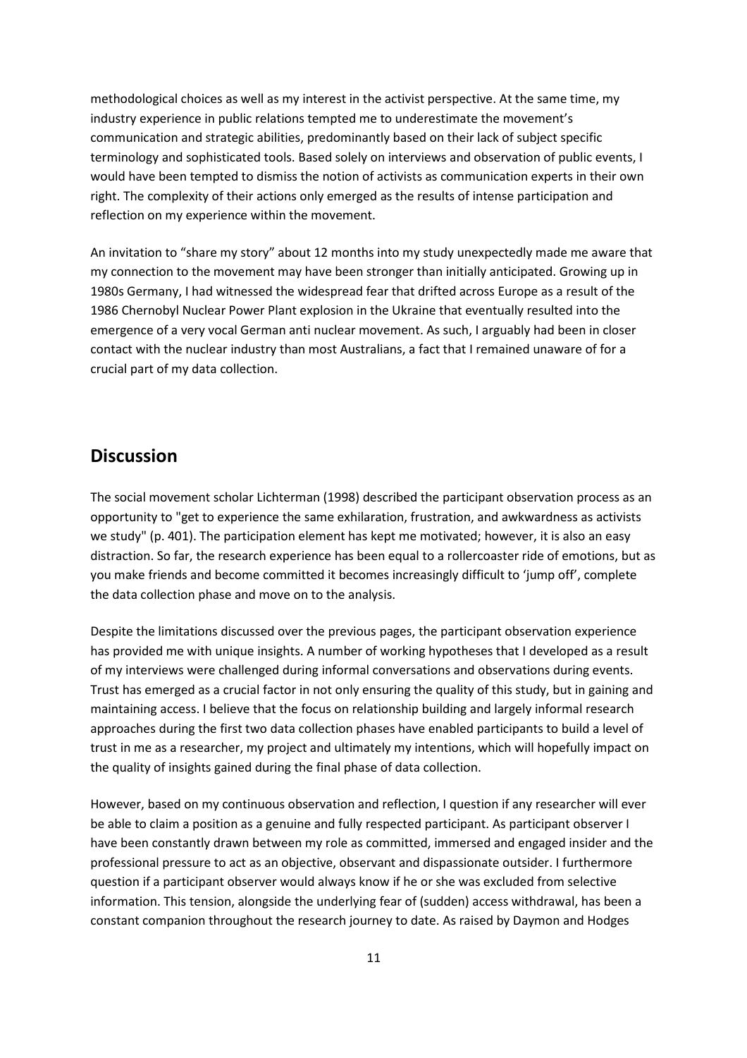methodological choices as well as my interest in the activist perspective. At the same time, my industry experience in public relations tempted me to underestimate the movement's communication and strategic abilities, predominantly based on their lack of subject specific terminology and sophisticated tools. Based solely on interviews and observation of public events, I would have been tempted to dismiss the notion of activists as communication experts in their own right. The complexity of their actions only emerged as the results of intense participation and reflection on my experience within the movement.

An invitation to "share my story" about 12 months into my study unexpectedly made me aware that my connection to the movement may have been stronger than initially anticipated. Growing up in 1980s Germany, I had witnessed the widespread fear that drifted across Europe as a result of the 1986 Chernobyl Nuclear Power Plant explosion in the Ukraine that eventually resulted into the emergence of a very vocal German anti nuclear movement. As such, I arguably had been in closer contact with the nuclear industry than most Australians, a fact that I remained unaware of for a crucial part of my data collection.

## Discussion

The social movement scholar Lichterman (1998) described the participant observation process as an opportunity to "get to experience the same exhilaration, frustration, and awkwardness as activists we study" (p. 401). The participation element has kept me motivated; however, it is also an easy distraction. So far, the research experience has been equal to a rollercoaster ride of emotions, but as you make friends and become committed it becomes increasingly difficult to 'jump off', complete the data collection phase and move on to the analysis.

Despite the limitations discussed over the previous pages, the participant observation experience has provided me with unique insights. A number of working hypotheses that I developed as a result of my interviews were challenged during informal conversations and observations during events. Trust has emerged as a crucial factor in not only ensuring the quality of this study, but in gaining and maintaining access. I believe that the focus on relationship building and largely informal research approaches during the first two data collection phases have enabled participants to build a level of trust in me as a researcher, my project and ultimately my intentions, which will hopefully impact on the quality of insights gained during the final phase of data collection.

However, based on my continuous observation and reflection, I question if any researcher will ever be able to claim a position as a genuine and fully respected participant. As participant observer I have been constantly drawn between my role as committed, immersed and engaged insider and the professional pressure to act as an objective, observant and dispassionate outsider. I furthermore question if a participant observer would always know if he or she was excluded from selective information. This tension, alongside the underlying fear of (sudden) access withdrawal, has been a constant companion throughout the research journey to date. As raised by Daymon and Hodges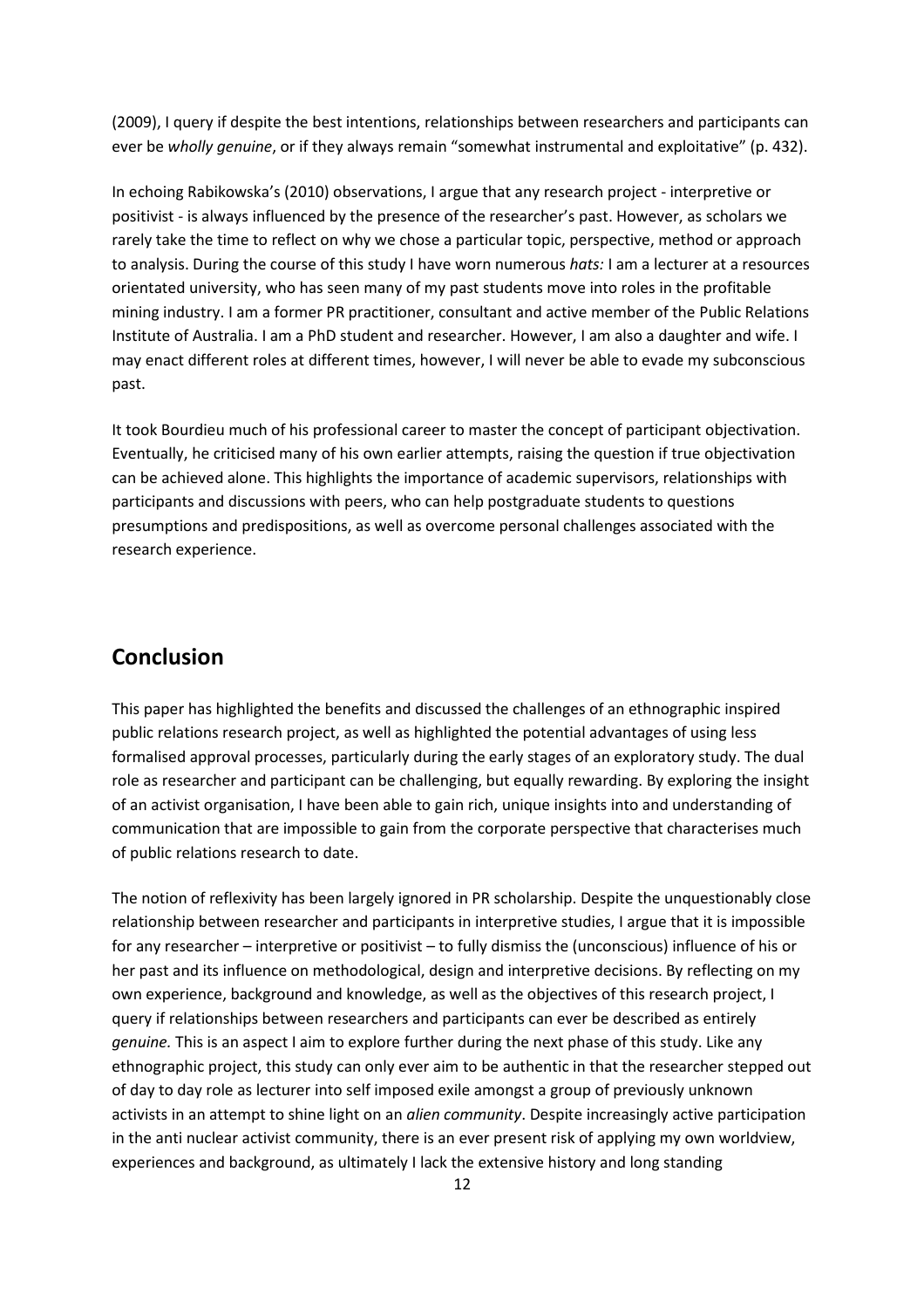(2009), I query if despite the best intentions, relationships between researchers and participants can ever be *wholly genuine*, or if they always remain "somewhat instrumental and exploitative" (p. 432).

In echoing Rabikowska's (2010) observations, I argue that any research project - interpretive or positivist - is always influenced by the presence of the researcher's past. However, as scholars we rarely take the time to reflect on why we chose a particular topic, perspective, method or approach to analysis. During the course of this study I have worn numerous *hats:* I am a lecturer at a resources orientated university, who has seen many of my past students move into roles in the profitable mining industry. I am a former PR practitioner, consultant and active member of the Public Relations Institute of Australia. I am a PhD student and researcher. However, I am also a daughter and wife. I may enact different roles at different times, however, I will never be able to evade my subconscious past.

It took Bourdieu much of his professional career to master the concept of participant objectivation. Eventually, he criticised many of his own earlier attempts, raising the question if true objectivation can be achieved alone. This highlights the importance of academic supervisors, relationships with participants and discussions with peers, who can help postgraduate students to questions presumptions and predispositions, as well as overcome personal challenges associated with the research experience.

## Conclusion

This paper has highlighted the benefits and discussed the challenges of an ethnographic inspired public relations research project, as well as highlighted the potential advantages of using less formalised approval processes, particularly during the early stages of an exploratory study. The dual role as researcher and participant can be challenging, but equally rewarding. By exploring the insight of an activist organisation, I have been able to gain rich, unique insights into and understanding of communication that are impossible to gain from the corporate perspective that characterises much of public relations research to date.

The notion of reflexivity has been largely ignored in PR scholarship. Despite the unquestionably close relationship between researcher and participants in interpretive studies, I argue that it is impossible for any researcher – interpretive or positivist – to fully dismiss the (unconscious) influence of his or her past and its influence on methodological, design and interpretive decisions. By reflecting on my own experience, background and knowledge, as well as the objectives of this research project, I query if relationships between researchers and participants can ever be described as entirely *genuine.* This is an aspect I aim to explore further during the next phase of this study. Like any ethnographic project, this study can only ever aim to be authentic in that the researcher stepped out of day to day role as lecturer into self imposed exile amongst a group of previously unknown activists in an attempt to shine light on an *alien community*. Despite increasingly active participation in the anti nuclear activist community, there is an ever present risk of applying my own worldview, experiences and background, as ultimately I lack the extensive history and long standing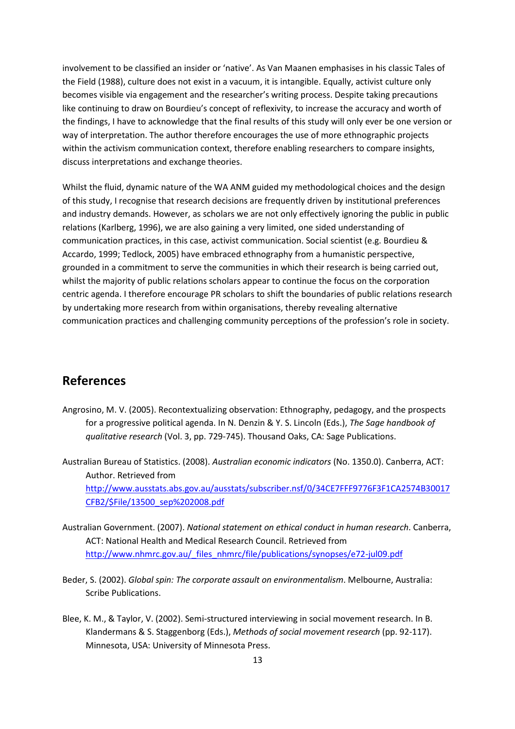involvement to be classified an insider or 'native'. As Van Maanen emphasises in his classic Tales of the Field (1988), culture does not exist in a vacuum, it is intangible. Equally, activist culture only becomes visible via engagement and the researcher's writing process. Despite taking precautions like continuing to draw on Bourdieu's concept of reflexivity, to increase the accuracy and worth of the findings, I have to acknowledge that the final results of this study will only ever be one version or way of interpretation. The author therefore encourages the use of more ethnographic projects within the activism communication context, therefore enabling researchers to compare insights, discuss interpretations and exchange theories.

Whilst the fluid, dynamic nature of the WA ANM guided my methodological choices and the design of this study, I recognise that research decisions are frequently driven by institutional preferences and industry demands. However, as scholars we are not only effectively ignoring the public in public relations (Karlberg, 1996), we are also gaining a very limited, one sided understanding of communication practices, in this case, activist communication. Social scientist (e.g. Bourdieu & Accardo, 1999; Tedlock, 2005) have embraced ethnography from a humanistic perspective, grounded in a commitment to serve the communities in which their research is being carried out, whilst the majority of public relations scholars appear to continue the focus on the corporation centric agenda. I therefore encourage PR scholars to shift the boundaries of public relations research by undertaking more research from within organisations, thereby revealing alternative communication practices and challenging community perceptions of the profession's role in society.

## References

Angrosino, M. V. (2005). Recontextualizing observation: Ethnography, pedagogy, and the prospects for a progressive political agenda. In N. Denzin & Y. S. Lincoln (Eds.), *The Sage handbook of qualitative research* (Vol. 3, pp. 729-745). Thousand Oaks, CA: Sage Publications.

Australian Bureau of Statistics. (2008). *Australian economic indicators* (No. 1350.0). Canberra, ACT: Author. Retrieved from http://www.ausstats.abs.gov.au/ausstats/subscriber.nsf/0/34CE7FFF9776F3F1CA2574B30017CFB2/$File/13500_sep%202008.pdf

Australian Government. (2007). *National statement on ethical conduct in human research*. Canberra, ACT: National Health and Medical Research Council. Retrieved from http://www.nhmrc.gov.au/_files_nhmrc/file/publications/synopses/e72-jul09.pdf

Beder, S. (2002). *Global spin: The corporate assault on environmentalism*. Melbourne, Australia: Scribe Publications.

Blee, K. M., & Taylor, V. (2002). Semi-structured interviewing in social movement research. In B. Klandermans & S. Staggenborg (Eds.), *Methods of social movement research* (pp. 92-117). Minnesota, USA: University of Minnesota Press.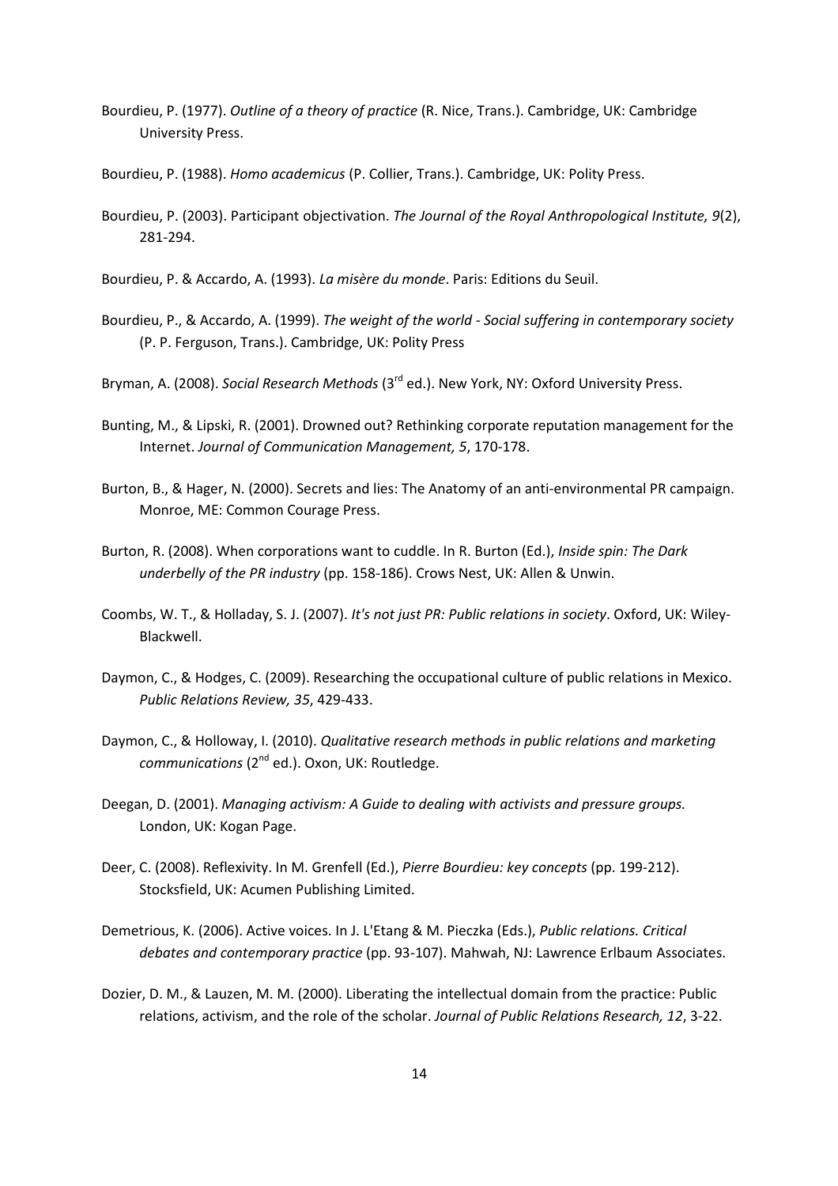Bourdieu, P. (1977). *Outline of a theory of practice* (R. Nice, Trans.). Cambridge, UK: Cambridge University Press.

Bourdieu, P. (1988). *Homo academicus* (P. Collier, Trans.). Cambridge, UK: Polity Press.

Bourdieu, P. (2003). Participant objectivation. *The Journal of the Royal Anthropological Institute, 9*(2), 281-294.

Bourdieu, P. & Accardo, A. (1993). *La misère du monde*. Paris: Editions du Seuil.

Bourdieu, P., & Accardo, A. (1999). *The weight of the world - Social suffering in contemporary society* (P. P. Ferguson, Trans.). Cambridge, UK: Polity Press

Bryman, A. (2008). *Social Research Methods* (3rd ed.). New York, NY: Oxford University Press.

Bunting, M., & Lipski, R. (2001). Drowned out? Rethinking corporate reputation management for the Internet. *Journal of Communication Management, 5*, 170-178.

Burton, B., & Hager, N. (2000). Secrets and lies: The Anatomy of an anti-environmental PR campaign. Monroe, ME: Common Courage Press.

Burton, R. (2008). When corporations want to cuddle. In R. Burton (Ed.), *Inside spin: The Dark underbelly of the PR industry* (pp. 158-186). Crows Nest, UK: Allen & Unwin.

Coombs, W. T., & Holladay, S. J. (2007). *It's not just PR: Public relations in society*. Oxford, UK: Wiley-Blackwell.

Daymon, C., & Hodges, C. (2009). Researching the occupational culture of public relations in Mexico. *Public Relations Review, 35*, 429-433.

Daymon, C., & Holloway, I. (2010). *Qualitative research methods in public relations and marketing communications* (2nd ed.). Oxon, UK: Routledge.

Deegan, D. (2001). *Managing activism: A Guide to dealing with activists and pressure groups.* London, UK: Kogan Page.

Deer, C. (2008). Reflexivity. In M. Grenfell (Ed.), *Pierre Bourdieu: key concepts* (pp. 199-212). Stocksfield, UK: Acumen Publishing Limited.

Demetrious, K. (2006). Active voices. In J. L'Etang & M. Pieczka (Eds.), *Public relations. Critical debates and contemporary practice* (pp. 93-107). Mahwah, NJ: Lawrence Erlbaum Associates.

Dozier, D. M., & Lauzen, M. M. (2000). Liberating the intellectual domain from the practice: Public relations, activism, and the role of the scholar. *Journal of Public Relations Research, 12*, 3-22.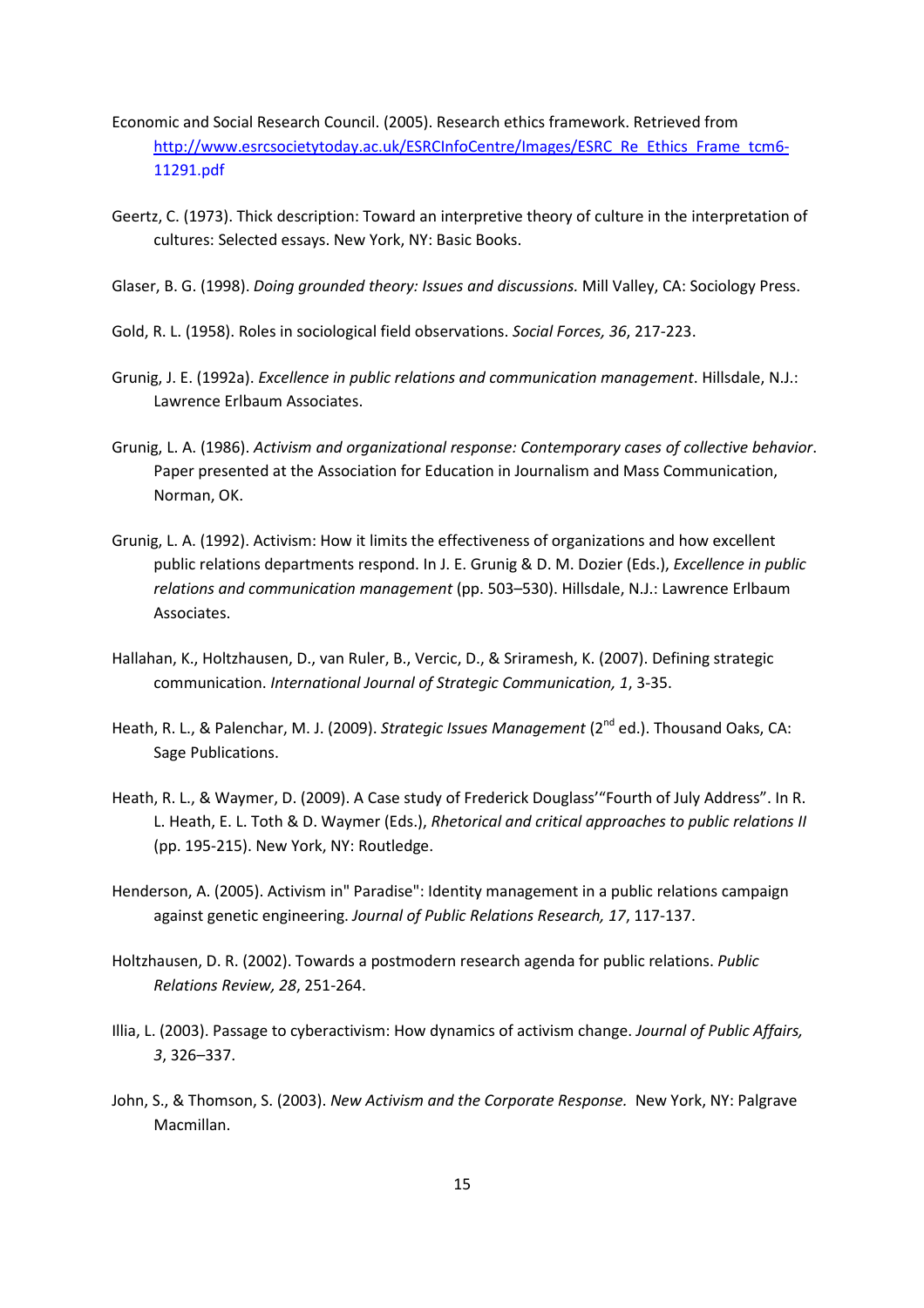Economic and Social Research Council. (2005). Research ethics framework. Retrieved from http://www.esrcsocietytoday.ac.uk/ESRCInfoCentre/Images/ESRC_Re_Ethics_Frame_tcm6-11291.pdf

Geertz, C. (1973). Thick description: Toward an interpretive theory of culture in the interpretation of cultures: Selected essays. New York, NY: Basic Books.

Glaser, B. G. (1998). *Doing grounded theory: Issues and discussions.* Mill Valley, CA: Sociology Press.

Gold, R. L. (1958). Roles in sociological field observations. *Social Forces, 36*, 217-223.

Grunig, J. E. (1992a). *Excellence in public relations and communication management*. Hillsdale, N.J.: Lawrence Erlbaum Associates.

Grunig, L. A. (1986). *Activism and organizational response: Contemporary cases of collective behavior*. Paper presented at the Association for Education in Journalism and Mass Communication, Norman, OK.

Grunig, L. A. (1992). Activism: How it limits the effectiveness of organizations and how excellent public relations departments respond. In J. E. Grunig & D. M. Dozier (Eds.), *Excellence in public relations and communication management* (pp. 503–530). Hillsdale, N.J.: Lawrence Erlbaum Associates.

Hallahan, K., Holtzhausen, D., van Ruler, B., Vercic, D., & Sriramesh, K. (2007). Defining strategic communication. *International Journal of Strategic Communication, 1*, 3-35.

Heath, R. L., & Palenchar, M. J. (2009). *Strategic Issues Management* (2nd ed.). Thousand Oaks, CA: Sage Publications.

Heath, R. L., & Waymer, D. (2009). A Case study of Frederick Douglass'"Fourth of July Address". In R. L. Heath, E. L. Toth & D. Waymer (Eds.), *Rhetorical and critical approaches to public relations II* (pp. 195-215). New York, NY: Routledge.

Henderson, A. (2005). Activism in" Paradise": Identity management in a public relations campaign against genetic engineering. *Journal of Public Relations Research, 17*, 117-137.

Holtzhausen, D. R. (2002). Towards a postmodern research agenda for public relations. *Public Relations Review, 28*, 251-264.

Illia, L. (2003). Passage to cyberactivism: How dynamics of activism change. *Journal of Public Affairs, 3*, 326–337.

John, S., & Thomson, S. (2003). *New Activism and the Corporate Response.* New York, NY: Palgrave Macmillan.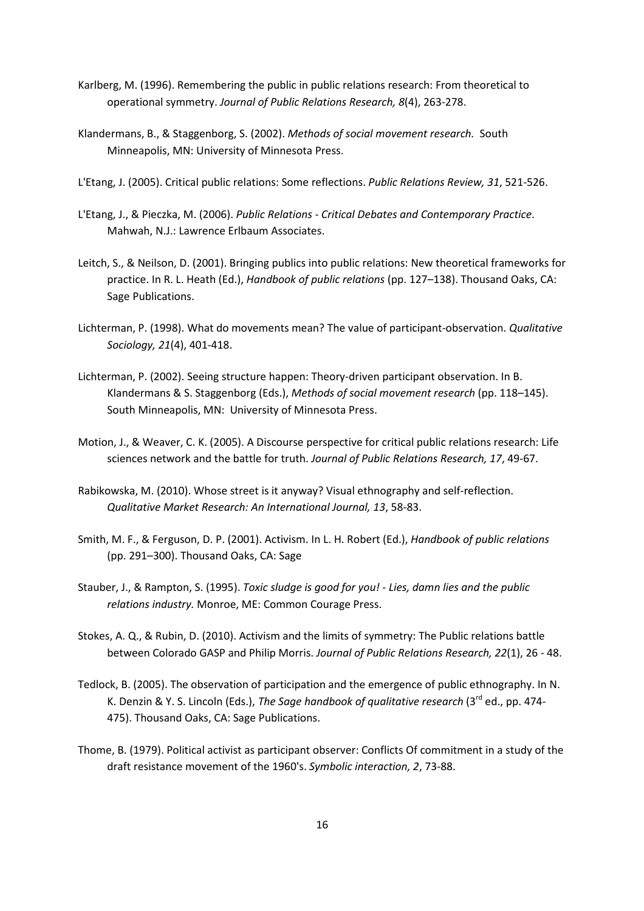Karlberg, M. (1996). Remembering the public in public relations research: From theoretical to operational symmetry. *Journal of Public Relations Research, 8*(4), 263-278.

Klandermans, B., & Staggenborg, S. (2002). *Methods of social movement research.* South Minneapolis, MN: University of Minnesota Press.

L'Etang, J. (2005). Critical public relations: Some reflections. *Public Relations Review, 31*, 521-526.

L'Etang, J., & Pieczka, M. (2006). *Public Relations - Critical Debates and Contemporary Practice*. Mahwah, N.J.: Lawrence Erlbaum Associates.

Leitch, S., & Neilson, D. (2001). Bringing publics into public relations: New theoretical frameworks for practice. In R. L. Heath (Ed.), *Handbook of public relations* (pp. 127–138). Thousand Oaks, CA: Sage Publications.

Lichterman, P. (1998). What do movements mean? The value of participant-observation. *Qualitative Sociology, 21*(4), 401-418.

Lichterman, P. (2002). Seeing structure happen: Theory-driven participant observation. In B. Klandermans & S. Staggenborg (Eds.), *Methods of social movement research* (pp. 118–145). South Minneapolis, MN: University of Minnesota Press.

Motion, J., & Weaver, C. K. (2005). A Discourse perspective for critical public relations research: Life sciences network and the battle for truth. *Journal of Public Relations Research, 17*, 49-67.

Rabikowska, M. (2010). Whose street is it anyway? Visual ethnography and self-reflection. *Qualitative Market Research: An International Journal, 13*, 58-83.

Smith, M. F., & Ferguson, D. P. (2001). Activism. In L. H. Robert (Ed.), *Handbook of public relations* (pp. 291–300). Thousand Oaks, CA: Sage

Stauber, J., & Rampton, S. (1995). *Toxic sludge is good for you! - Lies, damn lies and the public relations industry.* Monroe, ME: Common Courage Press.

Stokes, A. Q., & Rubin, D. (2010). Activism and the limits of symmetry: The Public relations battle between Colorado GASP and Philip Morris. *Journal of Public Relations Research, 22*(1), 26 - 48.

Tedlock, B. (2005). The observation of participation and the emergence of public ethnography. In N. K. Denzin & Y. S. Lincoln (Eds.), *The Sage handbook of qualitative research* (3rd ed., pp. 474-475). Thousand Oaks, CA: Sage Publications.

Thome, B. (1979). Political activist as participant observer: Conflicts Of commitment in a study of the draft resistance movement of the 1960's. *Symbolic interaction, 2*, 73-88.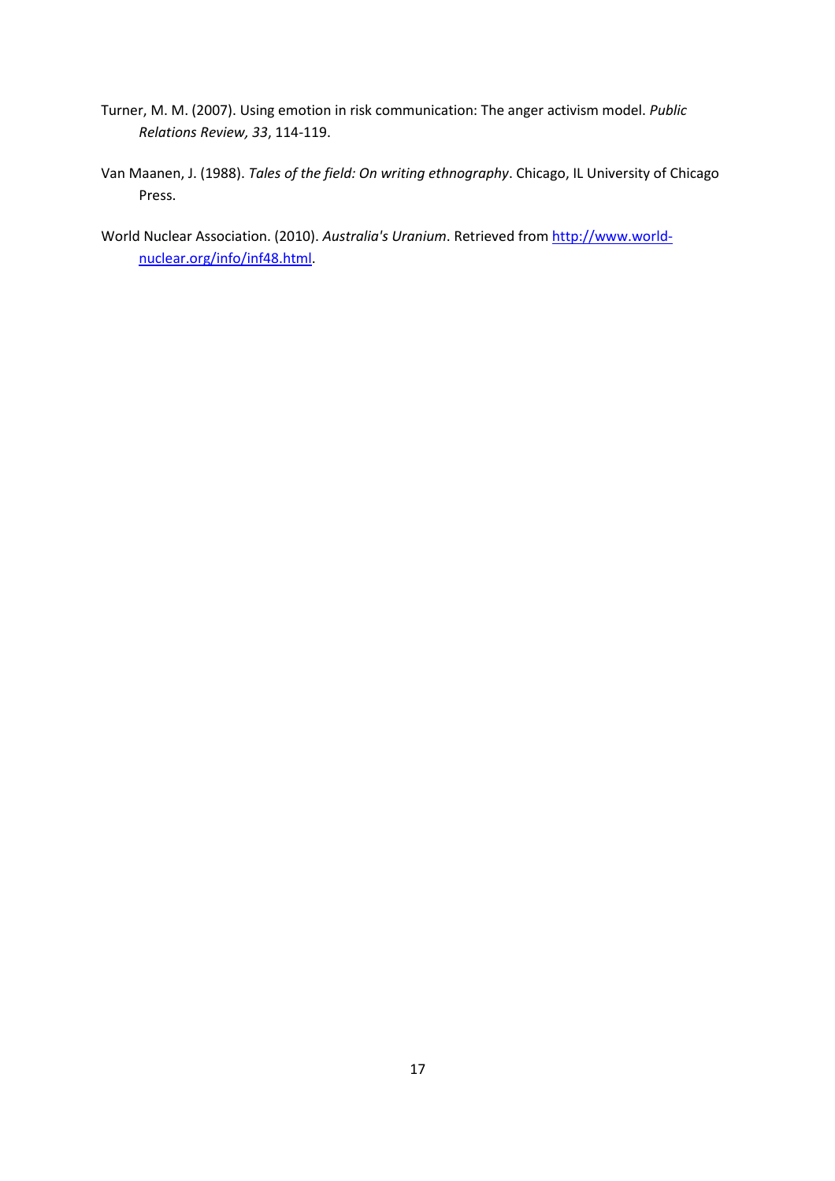Turner, M. M. (2007). Using emotion in risk communication: The anger activism model. *Public Relations Review, 33*, 114-119.

Van Maanen, J. (1988). *Tales of the field: On writing ethnography*. Chicago, IL University of Chicago Press.

World Nuclear Association. (2010). *Australia's Uranium*. Retrieved from http://www.world-nuclear.org/info/inf48.html.